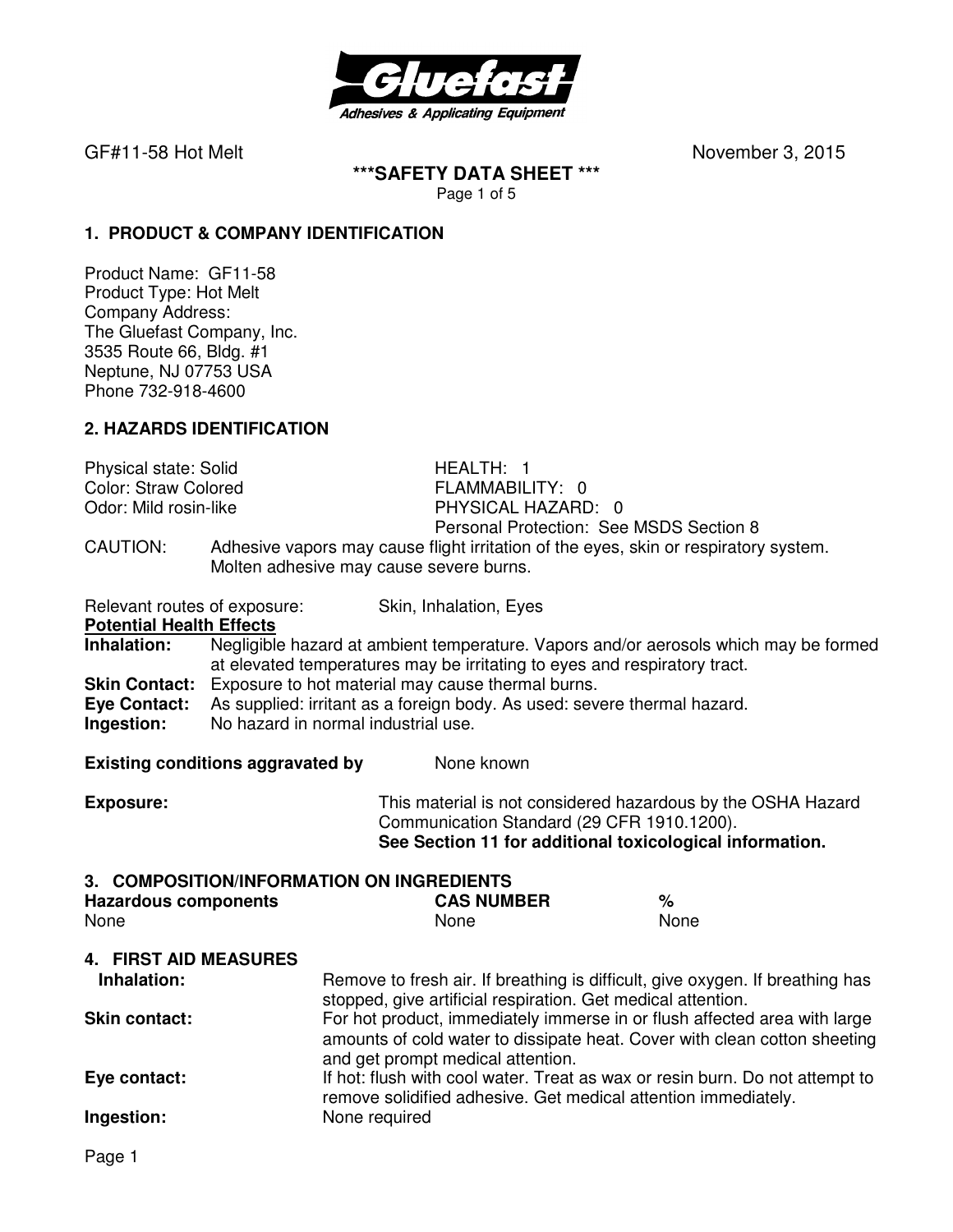GF#11-58 Hot Melt November 3, 2015

**\*\*\*SAFETY DATA SHEET \*\*\***

### 1. PRODUCT & COMPANY IDENTIFICATION

Product Name: GF11-58
Product Type: Hot Melt
Company Address:
The Gluefast Company, Inc.
3535 Route 66, Bldg. #1
Neptune, NJ 07753 USA
Phone 732-918-4600

### 2. HAZARDS IDENTIFICATION

Physical state: Solid
Color: Straw Colored
Odor: Mild rosin-like

HEALTH: 1
FLAMMABILITY: 0
PHYSICAL HAZARD: 0
Personal Protection: See MSDS Section 8

CAUTION: Adhesive vapors may cause flight irritation of the eyes, skin or respiratory system. Molten adhesive may cause severe burns.

Relevant routes of exposure: Skin, Inhalation, Eyes

**Potential Health Effects**

**Inhalation:** Negligible hazard at ambient temperature. Vapors and/or aerosols which may be formed at elevated temperatures may be irritating to eyes and respiratory tract.
**Skin Contact:** Exposure to hot material may cause thermal burns.
**Eye Contact:** As supplied: irritant as a foreign body. As used: severe thermal hazard.
**Ingestion:** No hazard in normal industrial use.

**Existing conditions aggravated by** None known

**Exposure:** This material is not considered hazardous by the OSHA Hazard Communication Standard (29 CFR 1910.1200).
**See Section 11 for additional toxicological information.**

### 3. COMPOSITION/INFORMATION ON INGREDIENTS

| Hazardous components | CAS NUMBER | % |
|---|---|---|
| None | None | None |

### 4. FIRST AID MEASURES

**Inhalation:** Remove to fresh air. If breathing is difficult, give oxygen. If breathing has stopped, give artificial respiration. Get medical attention.

**Skin contact:** For hot product, immediately immerse in or flush affected area with large amounts of cold water to dissipate heat. Cover with clean cotton sheeting and get prompt medical attention.

**Eye contact:** If hot: flush with cool water. Treat as wax or resin burn. Do not attempt to remove solidified adhesive. Get medical attention immediately.

**Ingestion:** None required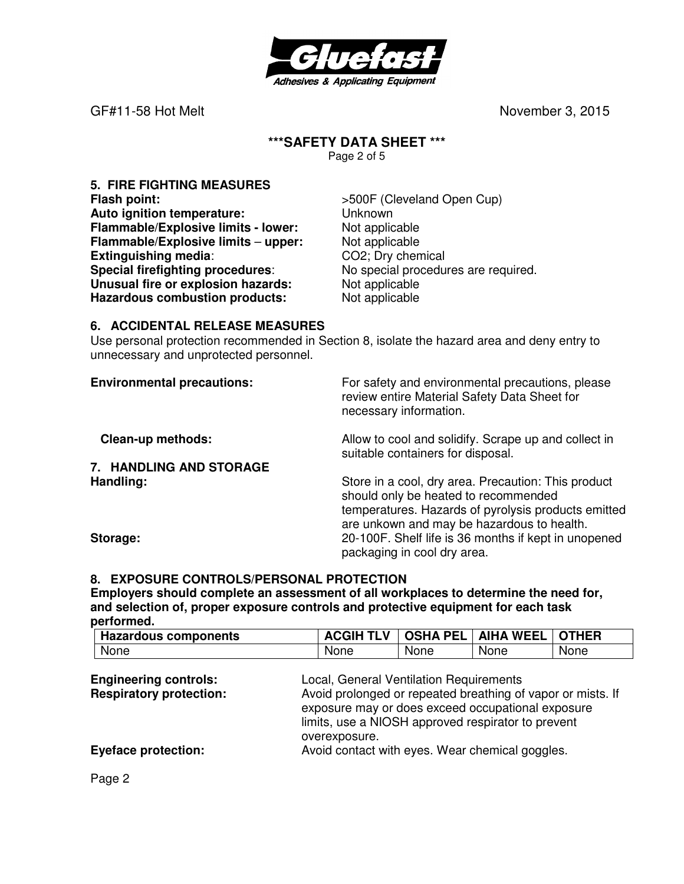GF#11-58 Hot Melt November 3, 2015

## \*\*\*SAFETY DATA SHEET \*\*\*

## 5. FIRE FIGHTING MEASURES

**Flash point:** >500F (Cleveland Open Cup)
**Auto ignition temperature:** Unknown
**Flammable/Explosive limits - lower:** Not applicable
**Flammable/Explosive limits – upper:** Not applicable
**Extinguishing media**: $CO_2$; Dry chemical
**Special firefighting procedures**: No special procedures are required.
**Unusual fire or explosion hazards:** Not applicable
**Hazardous combustion products:** Not applicable

## 6. ACCIDENTAL RELEASE MEASURES

Use personal protection recommended in Section 8, isolate the hazard area and deny entry to unnecessary and unprotected personnel.

**Environmental precautions:** For safety and environmental precautions, please review entire Material Safety Data Sheet for necessary information.

**Clean-up methods:** Allow to cool and solidify. Scrape up and collect in suitable containers for disposal.

## 7. HANDLING AND STORAGE

**Handling:** Store in a cool, dry area. Precaution: This product should only be heated to recommended temperatures. Hazards of pyrolysis products emitted are unkown and may be hazardous to health.

**Storage:** 20-100F. Shelf life is 36 months if kept in unopened packaging in cool dry area.

## 8. EXPOSURE CONTROLS/PERSONAL PROTECTION

**Employers should complete an assessment of all workplaces to determine the need for, and selection of, proper exposure controls and protective equipment for each task performed.**

| Hazardous components | ACGIH TLV | OSHA PEL | AIHA WEEL | OTHER |
|---|---|---|---|---|
| None | None | None | None | None |

**Engineering controls:** Local, General Ventilation Requirements
**Respiratory protection:** Avoid prolonged or repeated breathing of vapor or mists. If exposure may or does exceed occupational exposure limits, use a NIOSH approved respirator to prevent overexposure.
**Eyeface protection:** Avoid contact with eyes. Wear chemical goggles.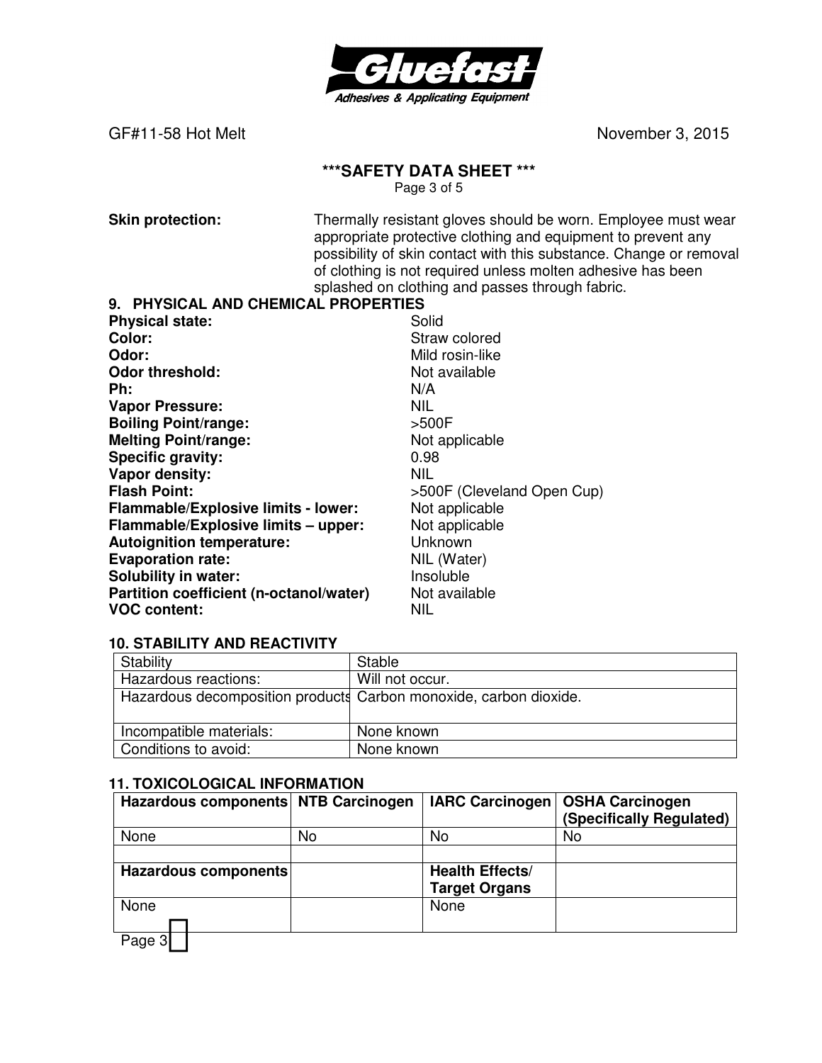**Skin protection:** Thermally resistant gloves should be worn. Employee must wear appropriate protective clothing and equipment to prevent any possibility of skin contact with this substance. Change or removal of clothing is not required unless molten adhesive has been splashed on clothing and passes through fabric.

## 9. PHYSICAL AND CHEMICAL PROPERTIES

**Physical state:** Solid
**Color:** Straw colored
**Odor:** Mild rosin-like
**Odor threshold:** Not available
**Ph:** N/A
**Vapor Pressure:** NIL
**Boiling Point/range:** >500F
**Melting Point/range:** Not applicable
**Specific gravity:** 0.98
**Vapor density:** NIL
**Flash Point:** >500F (Cleveland Open Cup)
**Flammable/Explosive limits - lower:** Not applicable
**Flammable/Explosive limits – upper:** Not applicable
**Autoignition temperature:** Unknown
**Evaporation rate:** NIL (Water)
**Solubility in water:** Insoluble
**Partition coefficient (n-octanol/water)** Not available
**VOC content:** NIL

## 10. STABILITY AND REACTIVITY

| Stability | Stable |
|---|---|
| Hazardous reactions: | Will not occur. |
| Hazardous decomposition products | Carbon monoxide, carbon dioxide. |
| Incompatible materials: | None known |
| Conditions to avoid: | None known |

## 11. TOXICOLOGICAL INFORMATION

| **Hazardous components** | **NTB Carcinogen** | **IARC Carcinogen** | **OSHA Carcinogen (Specifically Regulated)** |
|---|---|---|---|
| None | No | No | No |
| | | | |
| **Hazardous components** | | **Health Effects/ Target Organs** | |
| None | | None | |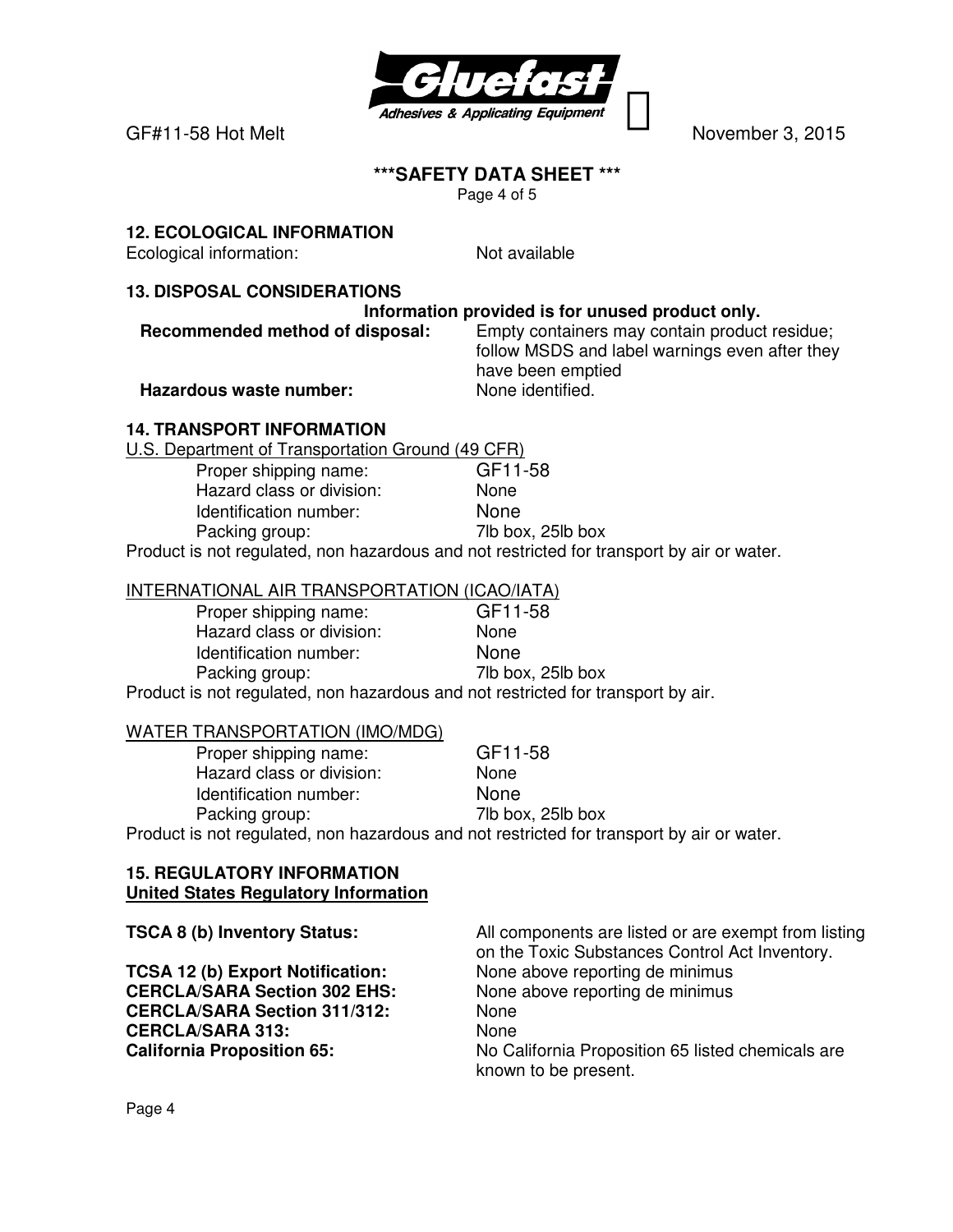## 12. ECOLOGICAL INFORMATION

Ecological information: Not available

## 13. DISPOSAL CONSIDERATIONS

**Information provided is for unused product only.**

**Recommended method of disposal:** Empty containers may contain product residue; follow MSDS and label warnings even after they have been emptied

**Hazardous waste number:** None identified.

## 14. TRANSPORT INFORMATION

U.S. Department of Transportation Ground (49 CFR)

| | |
|---|---|
| Proper shipping name: | GF11-58 |
| Hazard class or division: | None |
| Identification number: | None |
| Packing group: | 7lb box, 25lb box |

Product is not regulated, non hazardous and not restricted for transport by air or water.

INTERNATIONAL AIR TRANSPORTATION (ICAO/IATA)

| | |
|---|---|
| Proper shipping name: | GF11-58 |
| Hazard class or division: | None |
| Identification number: | None |
| Packing group: | 7lb box, 25lb box |

Product is not regulated, non hazardous and not restricted for transport by air.

WATER TRANSPORTATION (IMO/MDG)

| | |
|---|---|
| Proper shipping name: | GF11-58 |
| Hazard class or division: | None |
| Identification number: | None |
| Packing group: | 7lb box, 25lb box |

Product is not regulated, non hazardous and not restricted for transport by air or water.

## 15. REGULATORY INFORMATION

**United States Regulatory Information**

**TSCA 8 (b) Inventory Status:** All components are listed or are exempt from listing on the Toxic Substances Control Act Inventory.

**TCSA 12 (b) Export Notification:** None above reporting de minimus

**CERCLA/SARA Section 302 EHS:** None above reporting de minimus

**CERCLA/SARA Section 311/312:** None

**CERCLA/SARA 313:** None

**California Proposition 65:** No California Proposition 65 listed chemicals are known to be present.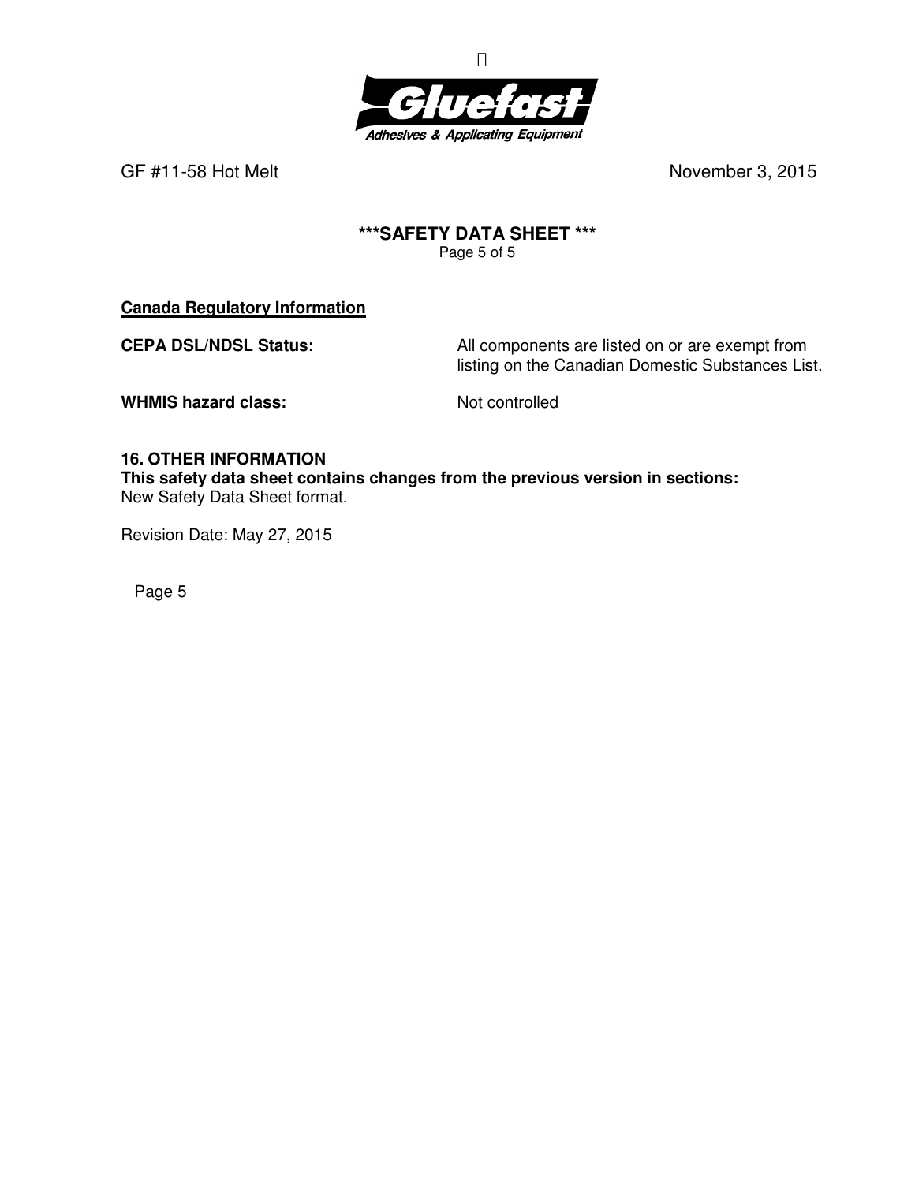**Canada Regulatory Information**

**CEPA DSL/NDSL Status:** All components are listed on or are exempt from listing on the Canadian Domestic Substances List.

**WHMIS hazard class:** Not controlled

**16. OTHER INFORMATION**

**This safety data sheet contains changes from the previous version in sections:**
New Safety Data Sheet format.

Revision Date: May 27, 2015